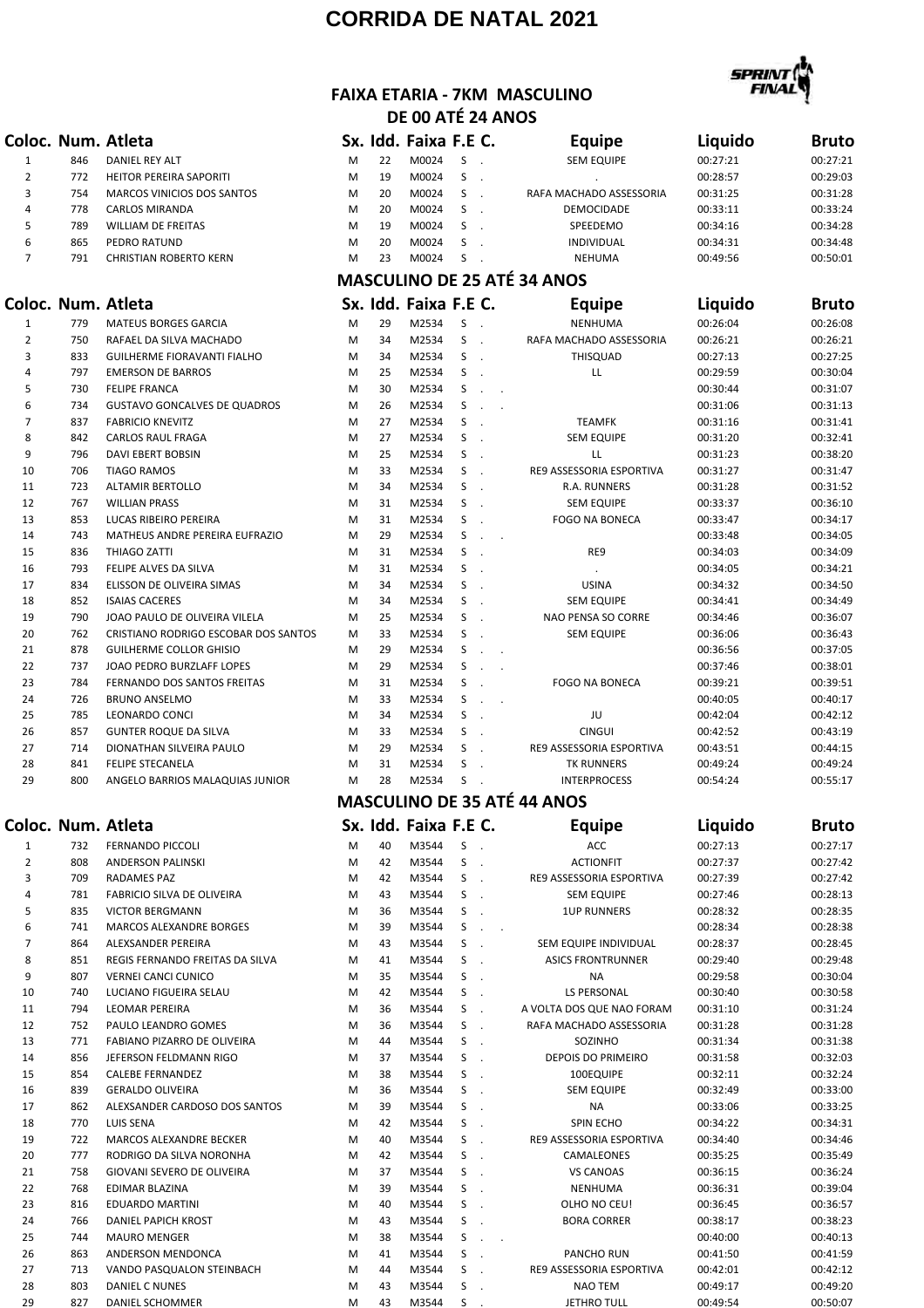# CORRIDA DE NATAL 2021

## FAIXA ETARIA - 7KM MASCULINO

### DE 00 ATÉ 24 ANOS

| Coloc. | Num. | Atleta | Sx. | Idd. | Faixa | F.E | C. | Equipe | Liquido | Bruto |
|---|---|---|---|---|---|---|---|---|---|---|
| 1 | 846 | DANIEL REY ALT | M | 22 | M0024 | S | . | SEM EQUIPE | 00:27:21 | 00:27:21 |
| 2 | 772 | HEITOR PEREIRA SAPORITI | M | 19 | M0024 | S | . | . | 00:28:57 | 00:29:03 |
| 3 | 754 | MARCOS VINICIOS DOS SANTOS | M | 20 | M0024 | S | . | RAFA MACHADO ASSESSORIA | 00:31:25 | 00:31:28 |
| 4 | 778 | CARLOS MIRANDA | M | 20 | M0024 | S | . | DEMOCIDADE | 00:33:11 | 00:33:24 |
| 5 | 789 | WILLIAM DE FREITAS | M | 19 | M0024 | S | . | SPEEDEMO | 00:34:16 | 00:34:28 |
| 6 | 865 | PEDRO RATUND | M | 20 | M0024 | S | . | INDIVIDUAL | 00:34:31 | 00:34:48 |
| 7 | 791 | CHRISTIAN ROBERTO KERN | M | 23 | M0024 | S | . | NEHUMA | 00:49:56 | 00:50:01 |

### MASCULINO DE 25 ATÉ 34 ANOS

| Coloc. | Num. | Atleta | Sx. | Idd. | Faixa | F.E | C. | Equipe | Liquido | Bruto |
|---|---|---|---|---|---|---|---|---|---|---|
| 1 | 779 | MATEUS BORGES GARCIA | M | 29 | M2534 | S | . | NENHUMA | 00:26:04 | 00:26:08 |
| 2 | 750 | RAFAEL DA SILVA MACHADO | M | 34 | M2534 | S | . | RAFA MACHADO ASSESSORIA | 00:26:21 | 00:26:21 |
| 3 | 833 | GUILHERME FIORAVANTI FIALHO | M | 34 | M2534 | S | . | THISQUAD | 00:27:13 | 00:27:25 |
| 4 | 797 | EMERSON DE BARROS | M | 25 | M2534 | S | . | LL | 00:29:59 | 00:30:04 |
| 5 | 730 | FELIPE FRANCA | M | 30 | M2534 | S | . . | | 00:30:44 | 00:31:07 |
| 6 | 734 | GUSTAVO GONCALVES DE QUADROS | M | 26 | M2534 | S | . . | | 00:31:06 | 00:31:13 |
| 7 | 837 | FABRICIO KNEVITZ | M | 27 | M2534 | S | . | TEAMFK | 00:31:16 | 00:31:41 |
| 8 | 842 | CARLOS RAUL FRAGA | M | 27 | M2534 | S | . | SEM EQUIPE | 00:31:20 | 00:32:41 |
| 9 | 796 | DAVI EBERT BOBSIN | M | 25 | M2534 | S | . | LL | 00:31:23 | 00:38:20 |
| 10 | 706 | TIAGO RAMOS | M | 33 | M2534 | S | . | RE9 ASSESSORIA ESPORTIVA | 00:31:27 | 00:31:47 |
| 11 | 723 | ALTAMIR BERTOLLO | M | 34 | M2534 | S | . | R.A. RUNNERS | 00:31:28 | 00:31:52 |
| 12 | 767 | WILLIAN PRASS | M | 31 | M2534 | S | . | SEM EQUIPE | 00:33:37 | 00:36:10 |
| 13 | 853 | LUCAS RIBEIRO PEREIRA | M | 31 | M2534 | S | . | FOGO NA BONECA | 00:33:47 | 00:34:17 |
| 14 | 743 | MATHEUS ANDRE PEREIRA EUFRAZIO | M | 29 | M2534 | S | . . | | 00:33:48 | 00:34:05 |
| 15 | 836 | THIAGO ZATTI | M | 31 | M2534 | S | . | RE9 | 00:34:03 | 00:34:09 |
| 16 | 793 | FELIPE ALVES DA SILVA | M | 31 | M2534 | S | . | . | 00:34:05 | 00:34:21 |
| 17 | 834 | ELISSON DE OLIVEIRA SIMAS | M | 34 | M2534 | S | . | USINA | 00:34:32 | 00:34:50 |
| 18 | 852 | ISAIAS CACERES | M | 34 | M2534 | S | . | SEM EQUIPE | 00:34:41 | 00:34:49 |
| 19 | 790 | JOAO PAULO DE OLIVEIRA VILELA | M | 25 | M2534 | S | . | NAO PENSA SO CORRE | 00:34:46 | 00:36:07 |
| 20 | 762 | CRISTIANO RODRIGO ESCOBAR DOS SANTOS | M | 33 | M2534 | S | . | SEM EQUIPE | 00:36:06 | 00:36:43 |
| 21 | 878 | GUILHERME COLLOR GHISIO | M | 29 | M2534 | S | . . | | 00:36:56 | 00:37:05 |
| 22 | 737 | JOAO PEDRO BURZLAFF LOPES | M | 29 | M2534 | S | . . | | 00:37:46 | 00:38:01 |
| 23 | 784 | FERNANDO DOS SANTOS FREITAS | M | 31 | M2534 | S | . | FOGO NA BONECA | 00:39:21 | 00:39:51 |
| 24 | 726 | BRUNO ANSELMO | M | 33 | M2534 | S | . . | | 00:40:05 | 00:40:17 |
| 25 | 785 | LEONARDO CONCI | M | 34 | M2534 | S | . | JU | 00:42:04 | 00:42:12 |
| 26 | 857 | GUNTER ROQUE DA SILVA | M | 33 | M2534 | S | . | CINGUI | 00:42:52 | 00:43:19 |
| 27 | 714 | DIONATHAN SILVEIRA PAULO | M | 29 | M2534 | S | . | RE9 ASSESSORIA ESPORTIVA | 00:43:51 | 00:44:15 |
| 28 | 841 | FELIPE STECANELA | M | 31 | M2534 | S | . | TK RUNNERS | 00:49:24 | 00:49:24 |
| 29 | 800 | ANGELO BARRIOS MALAQUIAS JUNIOR | M | 28 | M2534 | S | . | INTERPROCESS | 00:54:24 | 00:55:17 |

### MASCULINO DE 35 ATÉ 44 ANOS

| Coloc. | Num. | Atleta | Sx. | Idd. | Faixa | F.E | C. | Equipe | Liquido | Bruto |
|---|---|---|---|---|---|---|---|---|---|---|
| 1 | 732 | FERNANDO PICCOLI | M | 40 | M3544 | S | . | ACC | 00:27:13 | 00:27:17 |
| 2 | 808 | ANDERSON PALINSKI | M | 42 | M3544 | S | . | ACTIONFIT | 00:27:37 | 00:27:42 |
| 3 | 709 | RADAMES PAZ | M | 42 | M3544 | S | . | RE9 ASSESSORIA ESPORTIVA | 00:27:39 | 00:27:42 |
| 4 | 781 | FABRICIO SILVA DE OLIVEIRA | M | 43 | M3544 | S | . | SEM EQUIPE | 00:27:46 | 00:28:13 |
| 5 | 835 | VICTOR BERGMANN | M | 36 | M3544 | S | . | 1UP RUNNERS | 00:28:32 | 00:28:35 |
| 6 | 741 | MARCOS ALEXANDRE BORGES | M | 39 | M3544 | S | . . | | 00:28:34 | 00:28:38 |
| 7 | 864 | ALEXSANDER PEREIRA | M | 43 | M3544 | S | . | SEM EQUIPE INDIVIDUAL | 00:28:37 | 00:28:45 |
| 8 | 851 | REGIS FERNANDO FREITAS DA SILVA | M | 41 | M3544 | S | . | ASICS FRONTRUNNER | 00:29:40 | 00:29:48 |
| 9 | 807 | VERNEI CANCI CUNICO | M | 35 | M3544 | S | . | NA | 00:29:58 | 00:30:04 |
| 10 | 740 | LUCIANO FIGUEIRA SELAU | M | 42 | M3544 | S | . | LS PERSONAL | 00:30:40 | 00:30:58 |
| 11 | 794 | LEOMAR PEREIRA | M | 36 | M3544 | S | . | A VOLTA DOS QUE NAO FORAM | 00:31:10 | 00:31:24 |
| 12 | 752 | PAULO LEANDRO GOMES | M | 36 | M3544 | S | . | RAFA MACHADO ASSESSORIA | 00:31:28 | 00:31:28 |
| 13 | 771 | FABIANO PIZARRO DE OLIVEIRA | M | 44 | M3544 | S | . | SOZINHO | 00:31:34 | 00:31:38 |
| 14 | 856 | JEFERSON FELDMANN RIGO | M | 37 | M3544 | S | . | DEPOIS DO PRIMEIRO | 00:31:58 | 00:32:03 |
| 15 | 854 | CALEBE FERNANDEZ | M | 38 | M3544 | S | . | 100EQUIPE | 00:32:11 | 00:32:24 |
| 16 | 839 | GERALDO OLIVEIRA | M | 36 | M3544 | S | . | SEM EQUIPE | 00:32:49 | 00:33:00 |
| 17 | 862 | ALEXSANDER CARDOSO DOS SANTOS | M | 39 | M3544 | S | . | NA | 00:33:06 | 00:33:25 |
| 18 | 770 | LUIS SENA | M | 42 | M3544 | S | . | SPIN ECHO | 00:34:22 | 00:34:31 |
| 19 | 722 | MARCOS ALEXANDRE BECKER | M | 40 | M3544 | S | . | RE9 ASSESSORIA ESPORTIVA | 00:34:40 | 00:34:46 |
| 20 | 777 | RODRIGO DA SILVA NORONHA | M | 42 | M3544 | S | . | CAMALEONES | 00:35:25 | 00:35:49 |
| 21 | 758 | GIOVANI SEVERO DE OLIVEIRA | M | 37 | M3544 | S | . | VS CANOAS | 00:36:15 | 00:36:24 |
| 22 | 768 | EDIMAR BLAZINA | M | 39 | M3544 | S | . | NENHUMA | 00:36:31 | 00:39:04 |
| 23 | 816 | EDUARDO MARTINI | M | 40 | M3544 | S | . | OLHO NO CEU! | 00:36:45 | 00:36:57 |
| 24 | 766 | DANIEL PAPICH KROST | M | 43 | M3544 | S | . | BORA CORRER | 00:38:17 | 00:38:23 |
| 25 | 744 | MAURO MENGER | M | 38 | M3544 | S | . . | | 00:40:00 | 00:40:13 |
| 26 | 863 | ANDERSON MENDONCA | M | 41 | M3544 | S | . | PANCHO RUN | 00:41:50 | 00:41:59 |
| 27 | 713 | VANDO PASQUALON STEINBACH | M | 44 | M3544 | S | . | RE9 ASSESSORIA ESPORTIVA | 00:42:01 | 00:42:12 |
| 28 | 803 | DANIEL C NUNES | M | 43 | M3544 | S | . | NAO TEM | 00:49:17 | 00:49:20 |
| 29 | 827 | DANIEL SCHOMMER | M | 43 | M3544 | S | . | JETHRO TULL | 00:49:54 | 00:50:07 |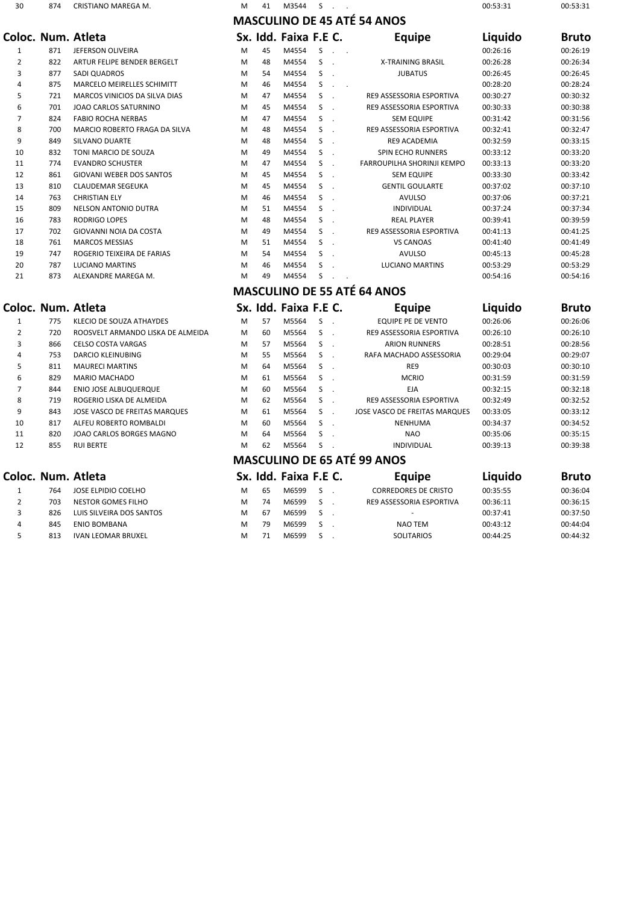| | | | | | | | | | | |
|---|---|---|---|---|---|---|---|---|---|---|
| 30 | 874 | CRISTIANO MAREGA M. | M | 41 | M3544 | S | . . | | 00:53:31 | 00:53:31 |

## MASCULINO DE 45 ATÉ 54 ANOS

| Coloc. | Num. | Atleta | Sx. | Idd. | Faixa | F.E | C. | Equipe | Liquido | Bruto |
|---|---|---|---|---|---|---|---|---|---|---|
| 1 | 871 | JEFERSON OLIVEIRA | M | 45 | M4554 | S | . . | | 00:26:16 | 00:26:19 |
| 2 | 822 | ARTUR FELIPE BENDER BERGELT | M | 48 | M4554 | S | . | X-TRAINING BRASIL | 00:26:28 | 00:26:34 |
| 3 | 877 | SADI QUADROS | M | 54 | M4554 | S | . | JUBATUS | 00:26:45 | 00:26:45 |
| 4 | 875 | MARCELO MEIRELLES SCHIMITT | M | 46 | M4554 | S | . . | | 00:28:20 | 00:28:24 |
| 5 | 721 | MARCOS VINICIOS DA SILVA DIAS | M | 47 | M4554 | S | . | RE9 ASSESSORIA ESPORTIVA | 00:30:27 | 00:30:32 |
| 6 | 701 | JOAO CARLOS SATURNINO | M | 45 | M4554 | S | . | RE9 ASSESSORIA ESPORTIVA | 00:30:33 | 00:30:38 |
| 7 | 824 | FABIO ROCHA NERBAS | M | 47 | M4554 | S | . | SEM EQUIPE | 00:31:42 | 00:31:56 |
| 8 | 700 | MARCIO ROBERTO FRAGA DA SILVA | M | 48 | M4554 | S | . | RE9 ASSESSORIA ESPORTIVA | 00:32:41 | 00:32:47 |
| 9 | 849 | SILVANO DUARTE | M | 48 | M4554 | S | . | RE9 ACADEMIA | 00:32:59 | 00:33:15 |
| 10 | 832 | TONI MARCIO DE SOUZA | M | 49 | M4554 | S | . | SPIN ECHO RUNNERS | 00:33:12 | 00:33:20 |
| 11 | 774 | EVANDRO SCHUSTER | M | 47 | M4554 | S | . | FARROUPILHA SHORINJI KEMPO | 00:33:13 | 00:33:20 |
| 12 | 861 | GIOVANI WEBER DOS SANTOS | M | 45 | M4554 | S | . | SEM EQUIPE | 00:33:30 | 00:33:42 |
| 13 | 810 | CLAUDEMAR SEGEUKA | M | 45 | M4554 | S | . | GENTIL GOULARTE | 00:37:02 | 00:37:10 |
| 14 | 763 | CHRISTIAN ELY | M | 46 | M4554 | S | . | AVULSO | 00:37:06 | 00:37:21 |
| 15 | 809 | NELSON ANTONIO DUTRA | M | 51 | M4554 | S | . | INDIVIDUAL | 00:37:24 | 00:37:34 |
| 16 | 783 | RODRIGO LOPES | M | 48 | M4554 | S | . | REAL PLAYER | 00:39:41 | 00:39:59 |
| 17 | 702 | GIOVANNI NOIA DA COSTA | M | 49 | M4554 | S | . | RE9 ASSESSORIA ESPORTIVA | 00:41:13 | 00:41:25 |
| 18 | 761 | MARCOS MESSIAS | M | 51 | M4554 | S | . | VS CANOAS | 00:41:40 | 00:41:49 |
| 19 | 747 | ROGERIO TEIXEIRA DE FARIAS | M | 54 | M4554 | S | . | AVULSO | 00:45:13 | 00:45:28 |
| 20 | 787 | LUCIANO MARTINS | M | 46 | M4554 | S | . | LUCIANO MARTINS | 00:53:29 | 00:53:29 |
| 21 | 873 | ALEXANDRE MAREGA M. | M | 49 | M4554 | S | . . | | 00:54:16 | 00:54:16 |

## MASCULINO DE 55 ATÉ 64 ANOS

| Coloc. | Num. | Atleta | Sx. | Idd. | Faixa | F.E | C. | Equipe | Liquido | Bruto |
|---|---|---|---|---|---|---|---|---|---|---|
| 1 | 775 | KLECIO DE SOUZA ATHAYDES | M | 57 | M5564 | S | . | EQUIPE PE DE VENTO | 00:26:06 | 00:26:06 |
| 2 | 720 | ROOSVELT ARMANDO LISKA DE ALMEIDA | M | 60 | M5564 | S | . | RE9 ASSESSORIA ESPORTIVA | 00:26:10 | 00:26:10 |
| 3 | 866 | CELSO COSTA VARGAS | M | 57 | M5564 | S | . | ARION RUNNERS | 00:28:51 | 00:28:56 |
| 4 | 753 | DARCIO KLEINUBING | M | 55 | M5564 | S | . | RAFA MACHADO ASSESSORIA | 00:29:04 | 00:29:07 |
| 5 | 811 | MAURECI MARTINS | M | 64 | M5564 | S | . | RE9 | 00:30:03 | 00:30:10 |
| 6 | 829 | MARIO MACHADO | M | 61 | M5564 | S | . | MCRIO | 00:31:59 | 00:31:59 |
| 7 | 844 | ENIO JOSE ALBUQUERQUE | M | 60 | M5564 | S | . | EJA | 00:32:15 | 00:32:18 |
| 8 | 719 | ROGERIO LISKA DE ALMEIDA | M | 62 | M5564 | S | . | RE9 ASSESSORIA ESPORTIVA | 00:32:49 | 00:32:52 |
| 9 | 843 | JOSE VASCO DE FREITAS MARQUES | M | 61 | M5564 | S | . | JOSE VASCO DE FREITAS MARQUES | 00:33:05 | 00:33:12 |
| 10 | 817 | ALFEU ROBERTO ROMBALDI | M | 60 | M5564 | S | . | NENHUMA | 00:34:37 | 00:34:52 |
| 11 | 820 | JOAO CARLOS BORGES MAGNO | M | 64 | M5564 | S | . | NAO | 00:35:06 | 00:35:15 |
| 12 | 855 | RUI BERTE | M | 62 | M5564 | S | . | INDIVIDUAL | 00:39:13 | 00:39:38 |

## MASCULINO DE 65 ATÉ 99 ANOS

| Coloc. | Num. | Atleta | Sx. | Idd. | Faixa | F.E | C. | Equipe | Liquido | Bruto |
|---|---|---|---|---|---|---|---|---|---|---|
| 1 | 764 | JOSE ELPIDIO COELHO | M | 65 | M6599 | S | . | CORREDORES DE CRISTO | 00:35:55 | 00:36:04 |
| 2 | 703 | NESTOR GOMES FILHO | M | 74 | M6599 | S | . | RE9 ASSESSORIA ESPORTIVA | 00:36:11 | 00:36:15 |
| 3 | 826 | LUIS SILVEIRA DOS SANTOS | M | 67 | M6599 | S | . | - | 00:37:41 | 00:37:50 |
| 4 | 845 | ENIO BOMBANA | M | 79 | M6599 | S | . | NAO TEM | 00:43:12 | 00:44:04 |
| 5 | 813 | IVAN LEOMAR BRUXEL | M | 71 | M6599 | S | . | SOLITARIOS | 00:44:25 | 00:44:32 |